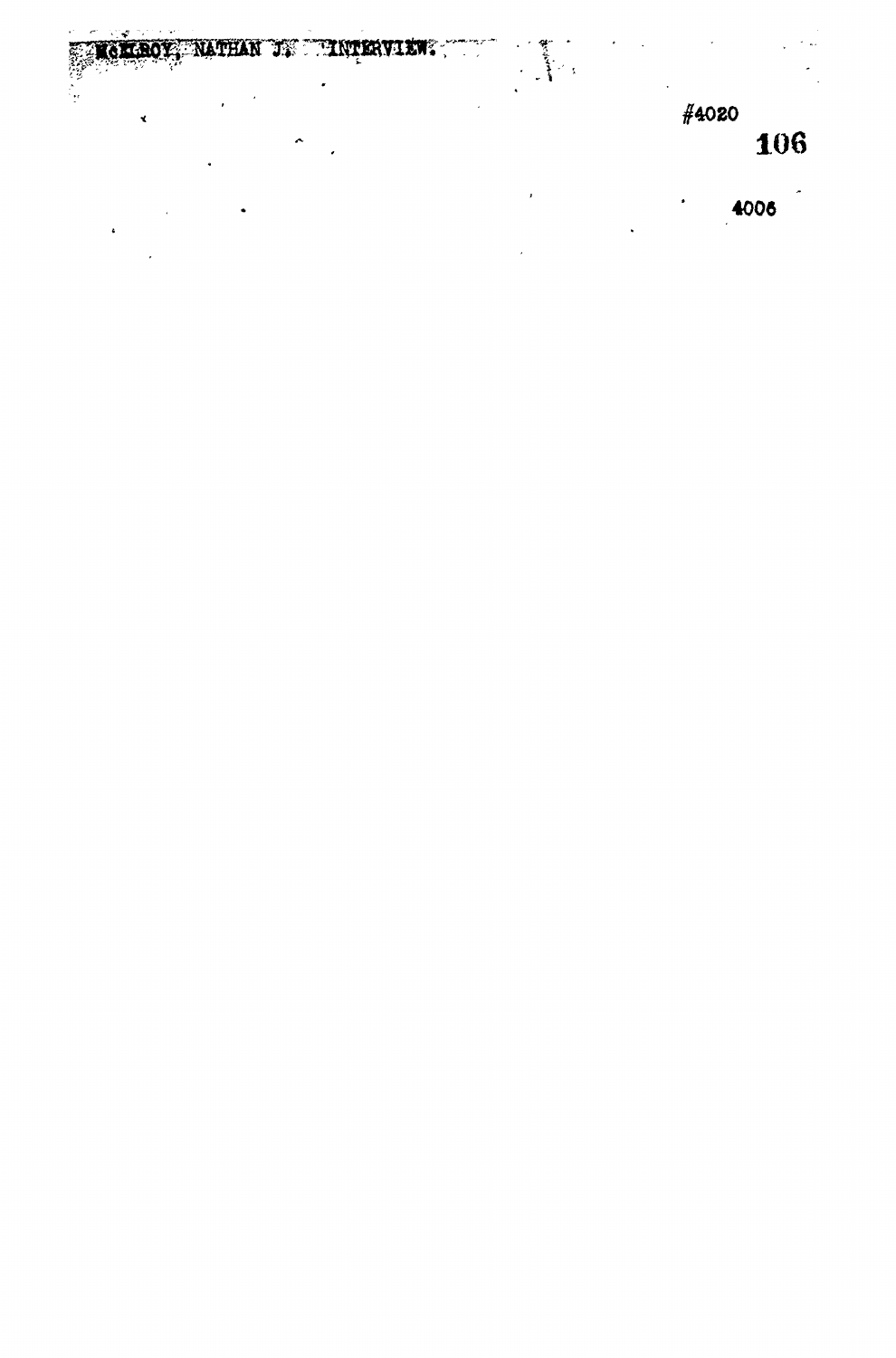McELROY, NATHAN J. INTERVIEW.

#4020

4006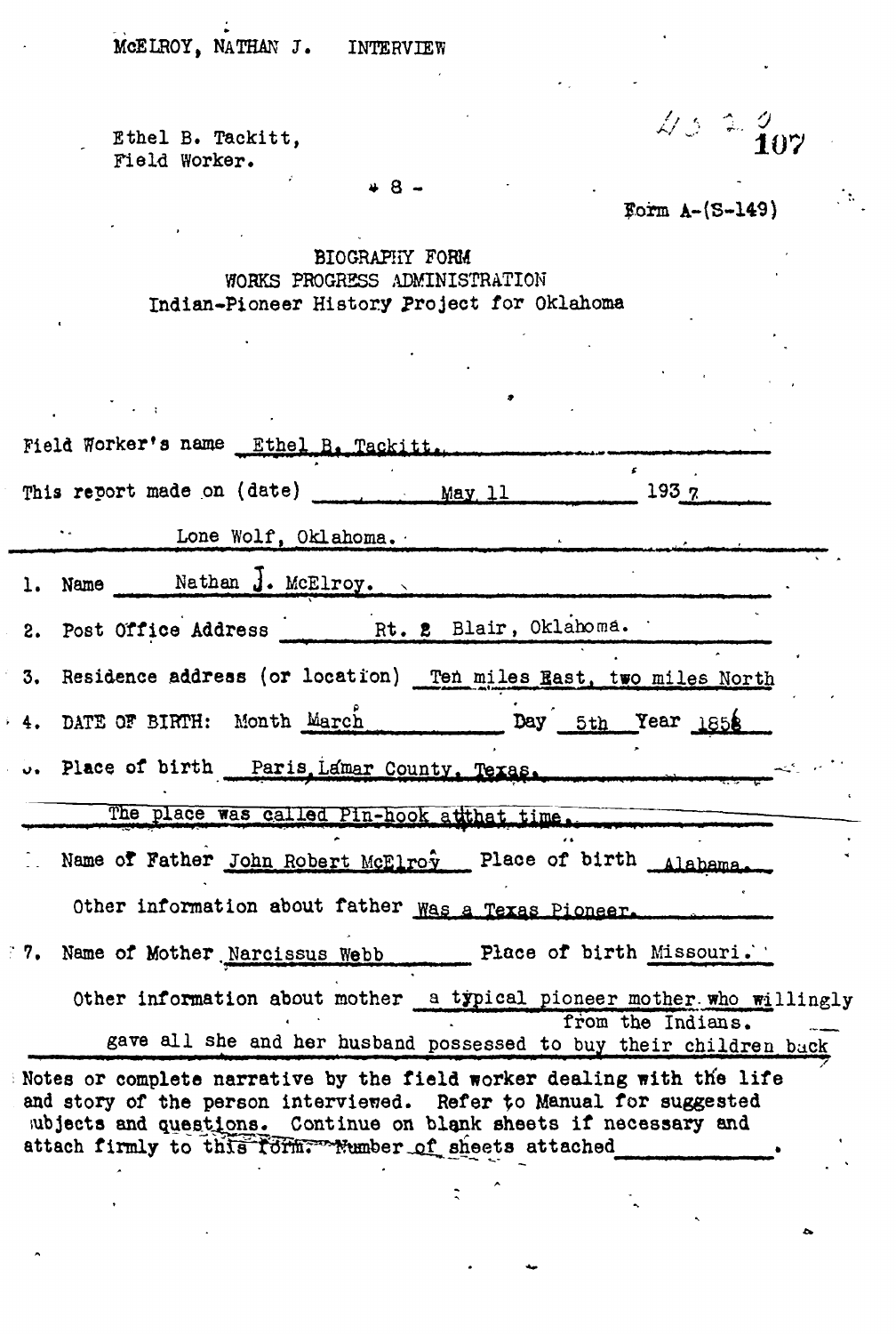McELROY, NATHAN J. INTERVIEW

Ethel B. Tackitt,
Field Worker.

107

Form A-(S-149)

BIOGRAPHY FORM
WORKS PROGRESS ADMINISTRATION
Indian-Pioneer History Project for Oklahoma

Field Worker's name Ethel B. Tackitt.

This report made on (date) May 11 1937

Lone Wolf, Oklahoma.

1. Name Nathan J. McElroy.

2. Post Office Address Rt. 2 Blair, Oklahoma.

3. Residence address (or location) Ten miles East, two miles North

4. DATE OF BIRTH: Month March Day 5th Year 1858

5. Place of birth Paris, Lamar County, Texas.

The place was called Pin-hook at that time.

6. Name of Father John Robert McElroy Place of birth Alabama.

Other information about father Was a Texas Pioneer.

7. Name of Mother Narcissus Webb Place of birth Missouri.

Other information about mother a typical pioneer mother who willingly gave all she and her husband possessed to buy their children back from the Indians.

Notes or complete narrative by the field worker dealing with the life and story of the person interviewed. Refer to Manual for suggested subjects and questions. Continue on blank sheets if necessary and attach firmly to this form. Number of sheets attached \_\_\_\_\_\_\_\_\_\_.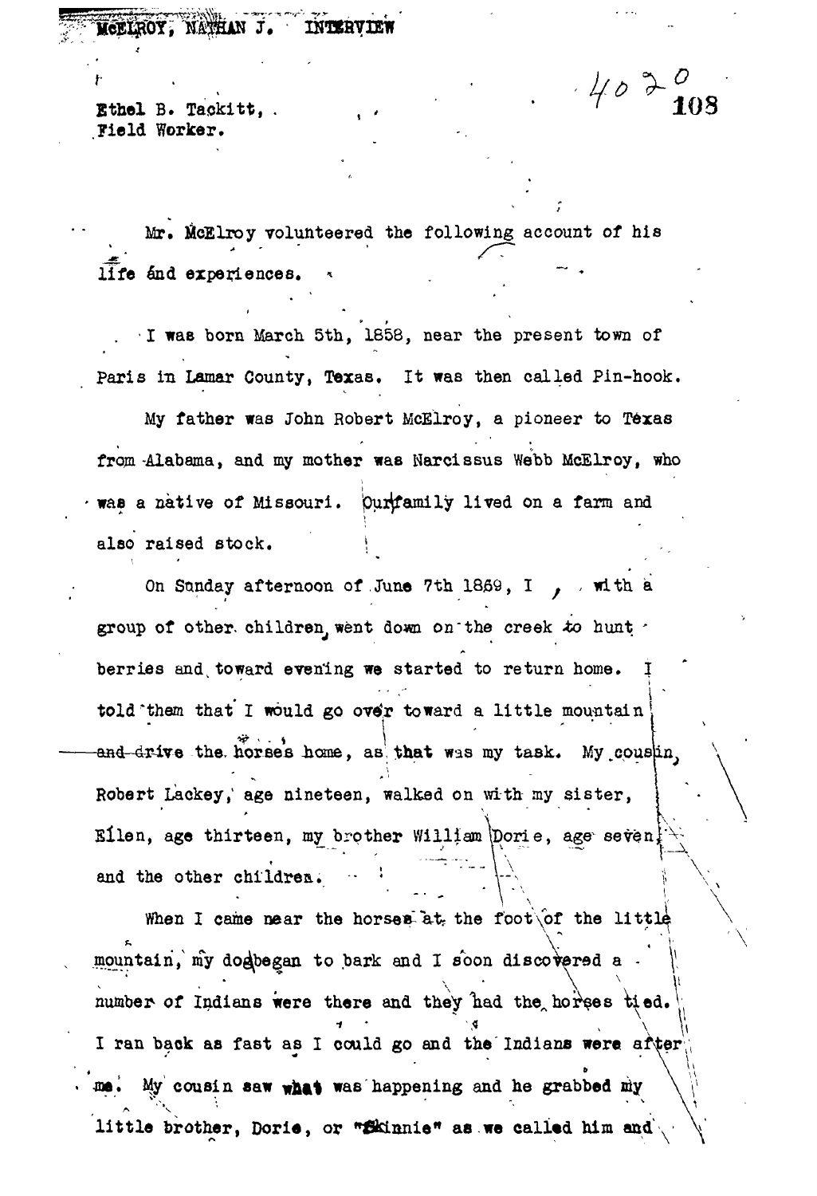McELROY, NATHAN J. INTERVIEW

Ethel B. Tackitt,
Field Worker.

4020
108

Mr. McElroy volunteered the following account of his life and experiences.

I was born March 5th, 1858, near the present town of Paris in Lamar County, Texas. It was then called Pin-hook.

My father was John Robert McElroy, a pioneer to Texas from Alabama, and my mother was Narcissus Webb McElroy, who was a native of Missouri. Our family lived on a farm and also raised stock.

On Sunday afternoon of June 7th 1869, I, with a group of other children, went down on the creek to hunt berries and toward evening we started to return home. I told them that I would go over toward a little mountain and drive the horses home, as that was my task. My cousin, Robert Lackey, age nineteen, walked on with my sister, Ellen, age thirteen, my brother William Dorie, age seven, and the other children.

When I came near the horses at the foot of the little mountain, my dog began to bark and I soon discovered a number of Indians were there and they had the horses tied. I ran back as fast as I could go and the Indians were after me. My cousin saw what was happening and he grabbed my little brother, Dorie, or "Skinnie" as we called him and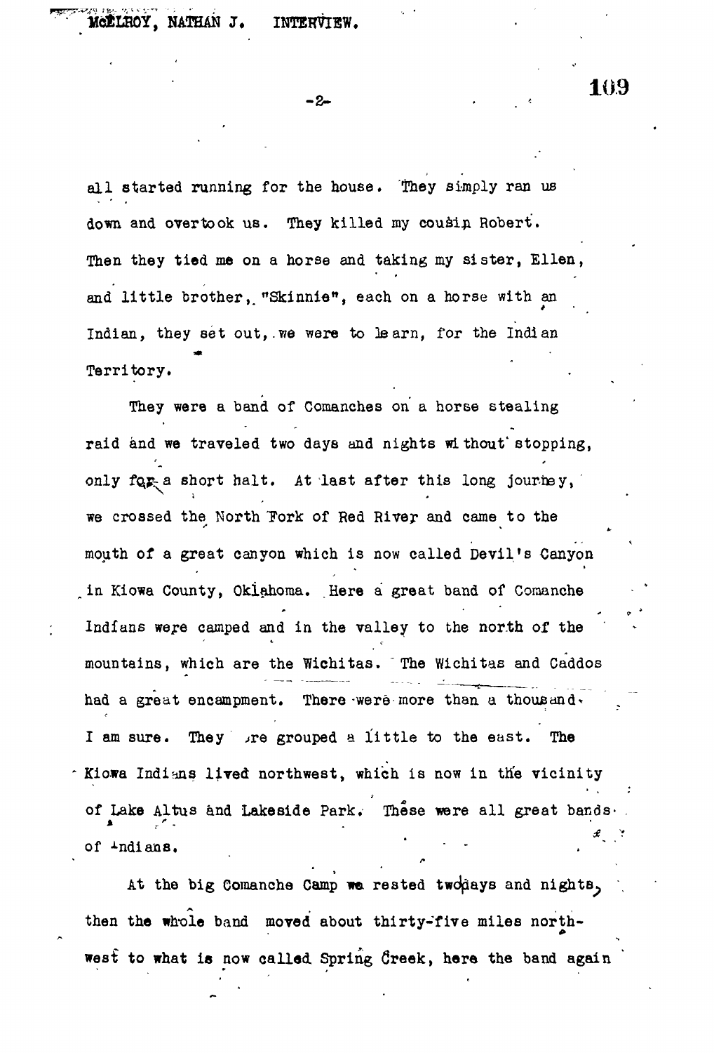all started running for the house. They simply ran us down and overtook us. They killed my cousin Robert. Then they tied me on a horse and taking my sister, Ellen, and little brother, "Skinnie", each on a horse with an Indian, they set out, we were to learn, for the Indian Territory.

They were a band of Comanches on a horse stealing raid and we traveled two days and nights without stopping, only for a short halt. At last after this long journey, we crossed the North Fork of Red River and came to the mouth of a great canyon which is now called Devil's Canyon in Kiowa County, Oklahoma. Here a great band of Comanche Indians were camped and in the valley to the north of the mountains, which are the Wichitas. The Wichitas and Caddos had a great encampment. There were more than a thousand. I am sure. They were grouped a little to the east. The Kiowa Indians lived northwest, which is now in the vicinity of Lake Altus and Lakeside Park. These were all great bands of Indians.

At the big Comanche Camp we rested two days and nights, then the whole band moved about thirty-five miles northwest to what is now called Spring Creek, here the band again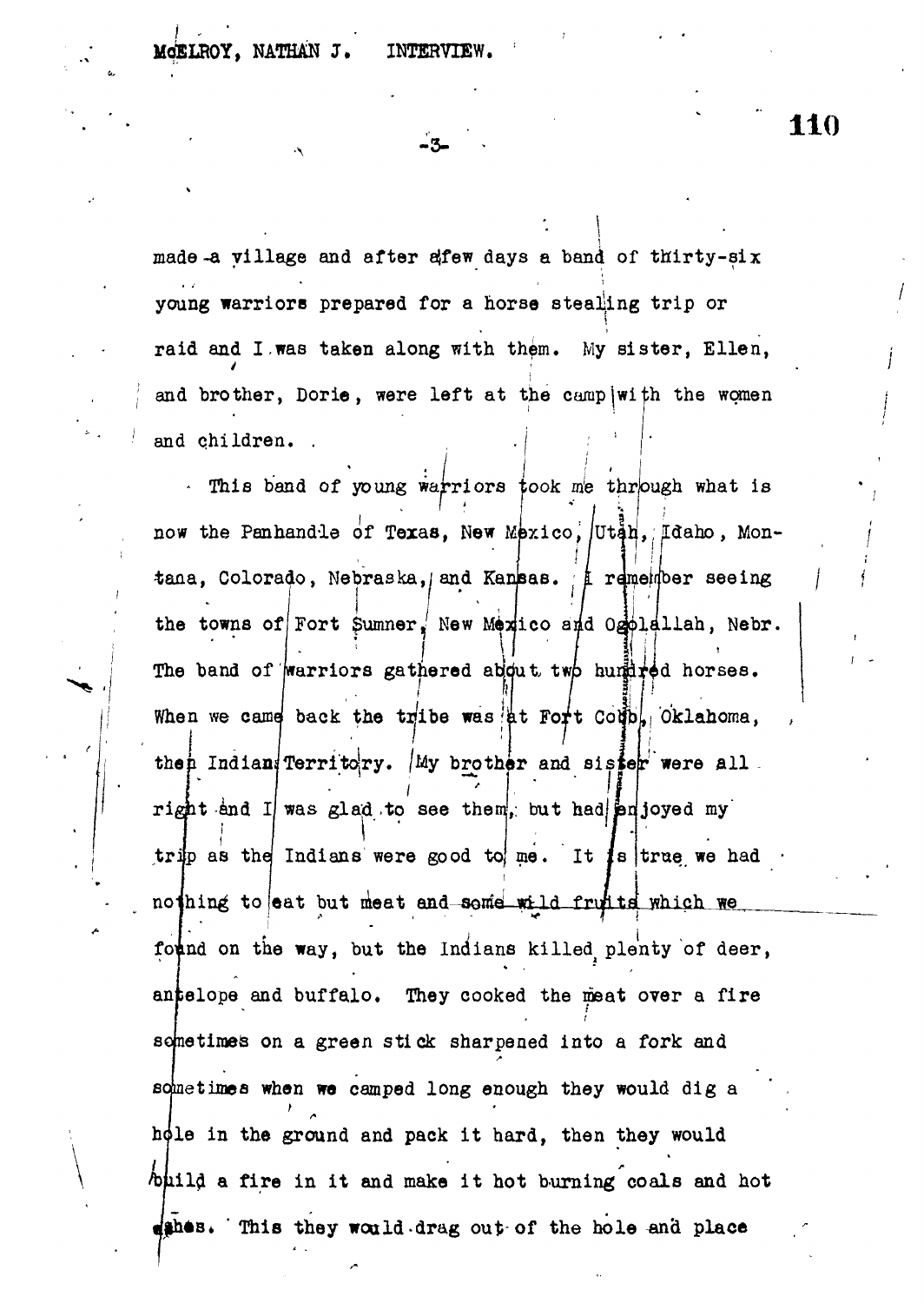made a village and after a few days a band of thirty-six young warriors prepared for a horse stealing trip or raid and I was taken along with them. My sister, Ellen, and brother, Dorie, were left at the camp with the women and children.

This band of young warriors took me through what is now the Panhandle of Texas, New Mexico, Utah, Idaho, Montana, Colorado, Nebraska, and Kansas. I remember seeing the towns of Fort Sumner, New Mexico and Ogolallah, Nebr. The band of warriors gathered about two hundred horses. When we came back the tribe was at Fort Cobb, Oklahoma, then Indian Territory. My brother and sister were all right and I was glad to see them, but had enjoyed my trip as the Indians were good to me. It is true we had nothing to eat but meat and some wild fruits which we found on the way, but the Indians killed plenty of deer, antelope and buffalo. They cooked the meat over a fire sometimes on a green stick sharpened into a fork and sometimes when we camped long enough they would dig a hole in the ground and pack it hard, then they would build a fire in it and make it hot burning coals and hot ashes. This they would drag out of the hole and place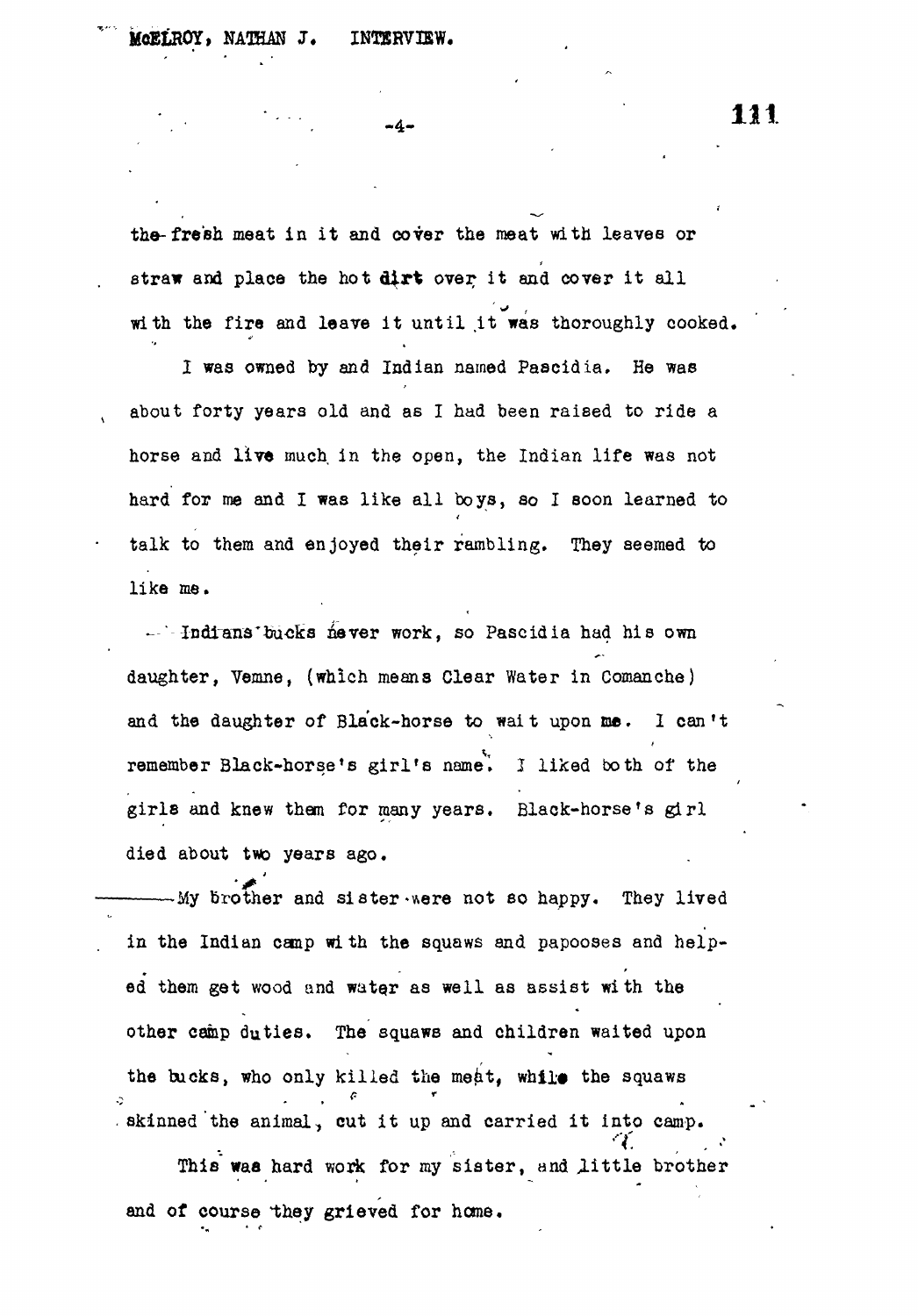the fresh meat in it and cover the meat with leaves or straw and place the hot dirt over it and cover it all with the fire and leave it until it was thoroughly cooked.

I was owned by and Indian named Pascidia. He was about forty years old and as I had been raised to ride a horse and live much in the open, the Indian life was not hard for me and I was like all boys, so I soon learned to talk to them and enjoyed their rambling. They seemed to like me.

Indians bucks never work, so Pascidia had his own daughter, Vemne, (which means Clear Water in Comanche) and the daughter of Black-horse to wait upon me. I can't remember Black-horse's girl's name. I liked both of the girls and knew them for many years. Black-horse's girl died about two years ago.

My brother and sister were not so happy. They lived in the Indian camp with the squaws and papooses and helped them get wood and water as well as assist with the other camp duties. The squaws and children waited upon the bucks, who only killed the meat, while the squaws skinned the animal, cut it up and carried it into camp.

This was hard work for my sister, and little brother and of course they grieved for home.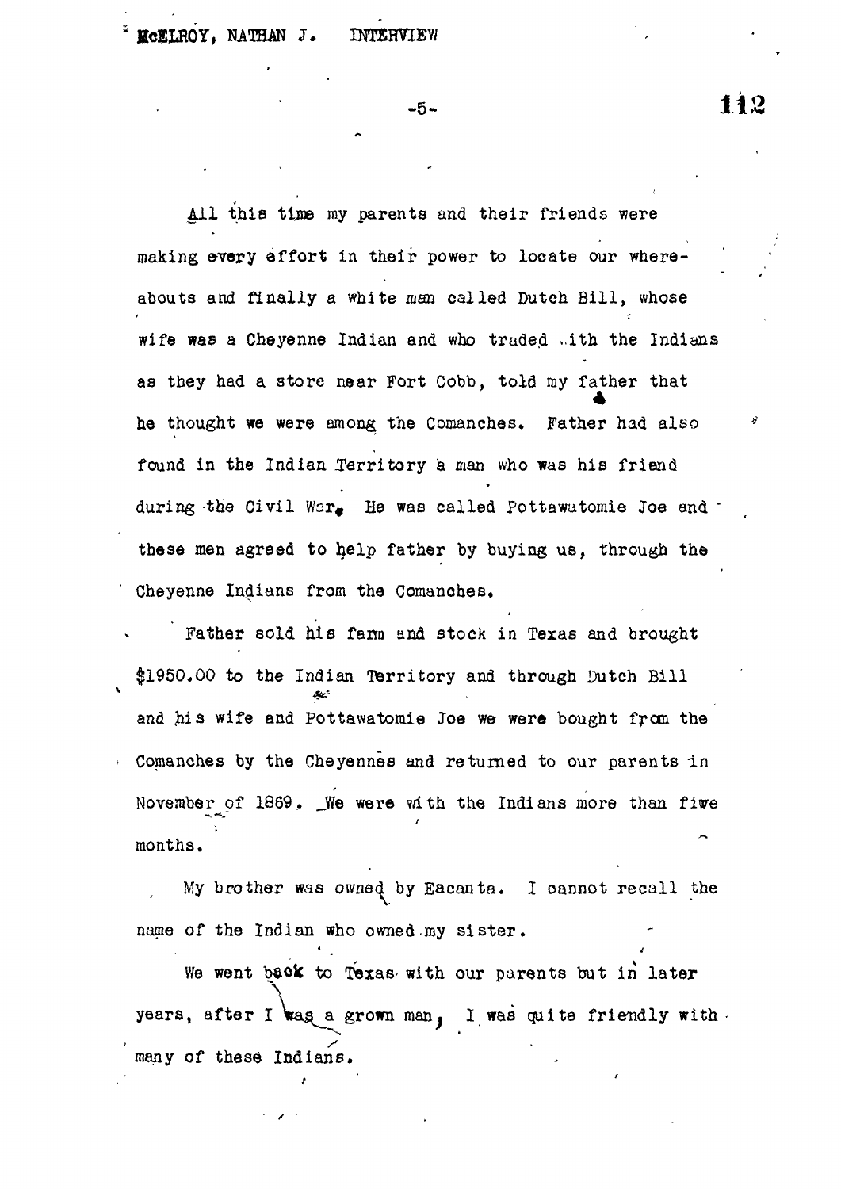All this time my parents and their friends were making every effort in their power to locate our whereabouts and finally a white man called Dutch Bill, whose wife was a Cheyenne Indian and who traded with the Indians as they had a store near Fort Cobb, told my father that he thought we were among the Comanches. Father had also found in the Indian Territory a man who was his friend during the Civil War. He was called Pottawatomie Joe and these men agreed to help father by buying us, through the Cheyenne Indians from the Comanches.

Father sold his farm and stock in Texas and brought $1950.00 to the Indian Territory and through Dutch Bill and his wife and Pottawatomie Joe we were bought from the Comanches by the Cheyennes and returned to our parents in November of 1869. We were with the Indians more than five months.

My brother was owned by Eacanta. I cannot recall the name of the Indian who owned my sister.

We went back to Texas with our parents but in later years, after I was a grown man, I was quite friendly with many of these Indians.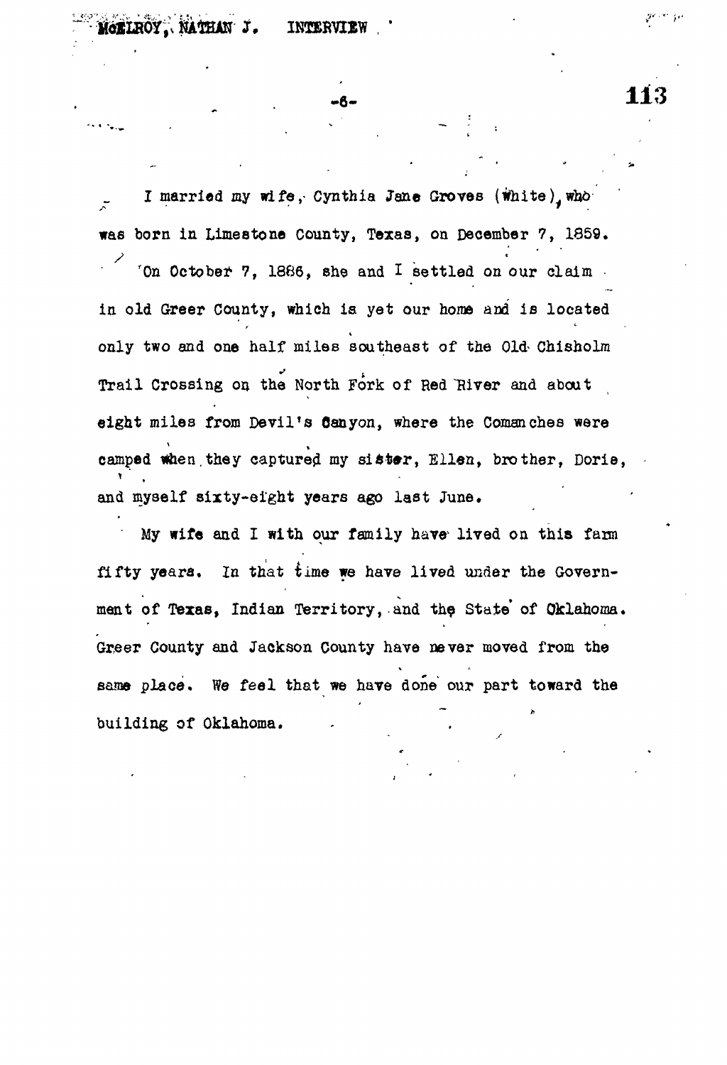I married my wife, Cynthia Jane Groves (White), who was born in Limestone County, Texas, on December 7, 1859.

On October 7, 1886, she and I settled on our claim in old Greer County, which is yet our home and is located only two and one half miles southeast of the Old Chisholm Trail Crossing on the North Fork of Red River and about eight miles from Devil's Canyon, where the Comanches were camped when they captured my sister, Ellen, brother, Dorie, and myself sixty-eight years ago last June.

My wife and I with our family have lived on this farm fifty years. In that time we have lived under the Government of Texas, Indian Territory, and the State of Oklahoma. Greer County and Jackson County have never moved from the same place. We feel that we have done our part toward the building of Oklahoma.